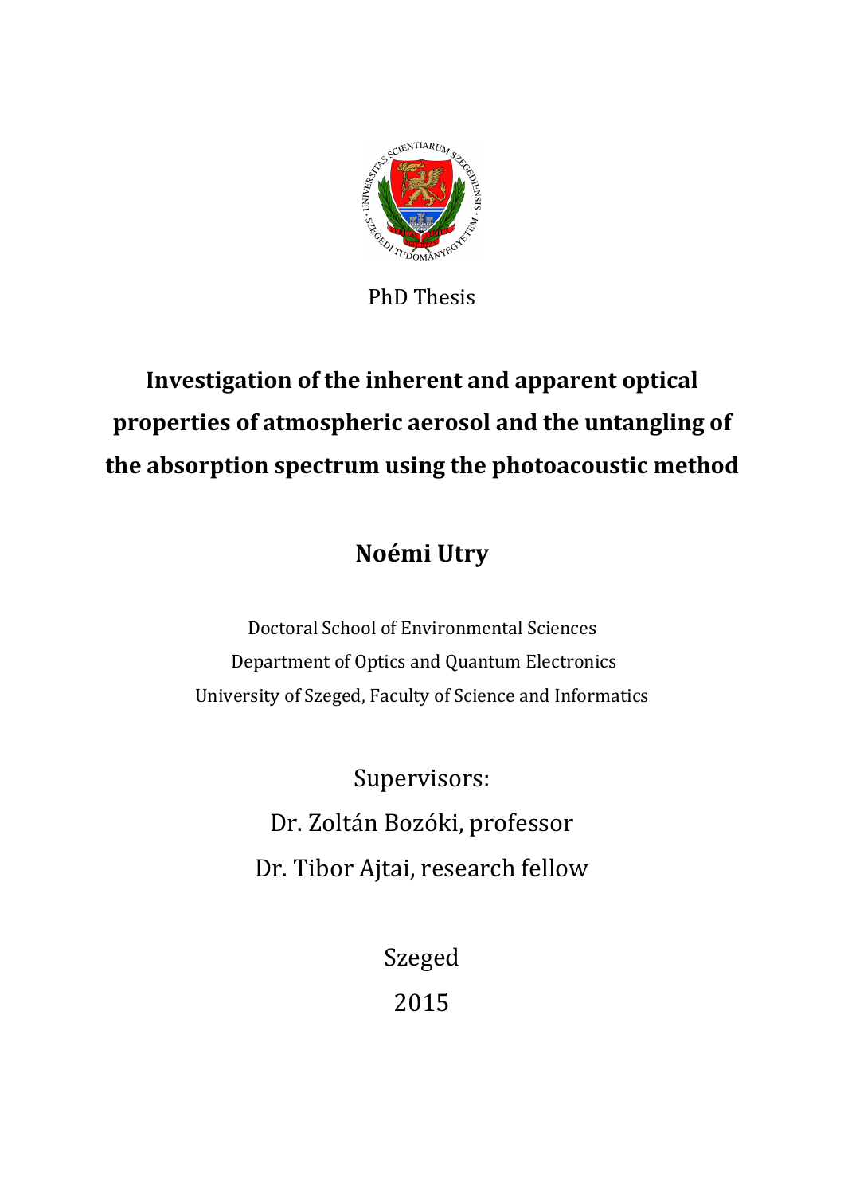PhD Thesis

# Investigation of the inherent and apparent optical properties of atmospheric aerosol and the untangling of the absorption spectrum using the photoacoustic method

## Noémi Utry

Doctoral School of Environmental Sciences
Department of Optics and Quantum Electronics
University of Szeged, Faculty of Science and Informatics

Supervisors:
Dr. Zoltán Bozóki, professor
Dr. Tibor Ajtai, research fellow

Szeged
2015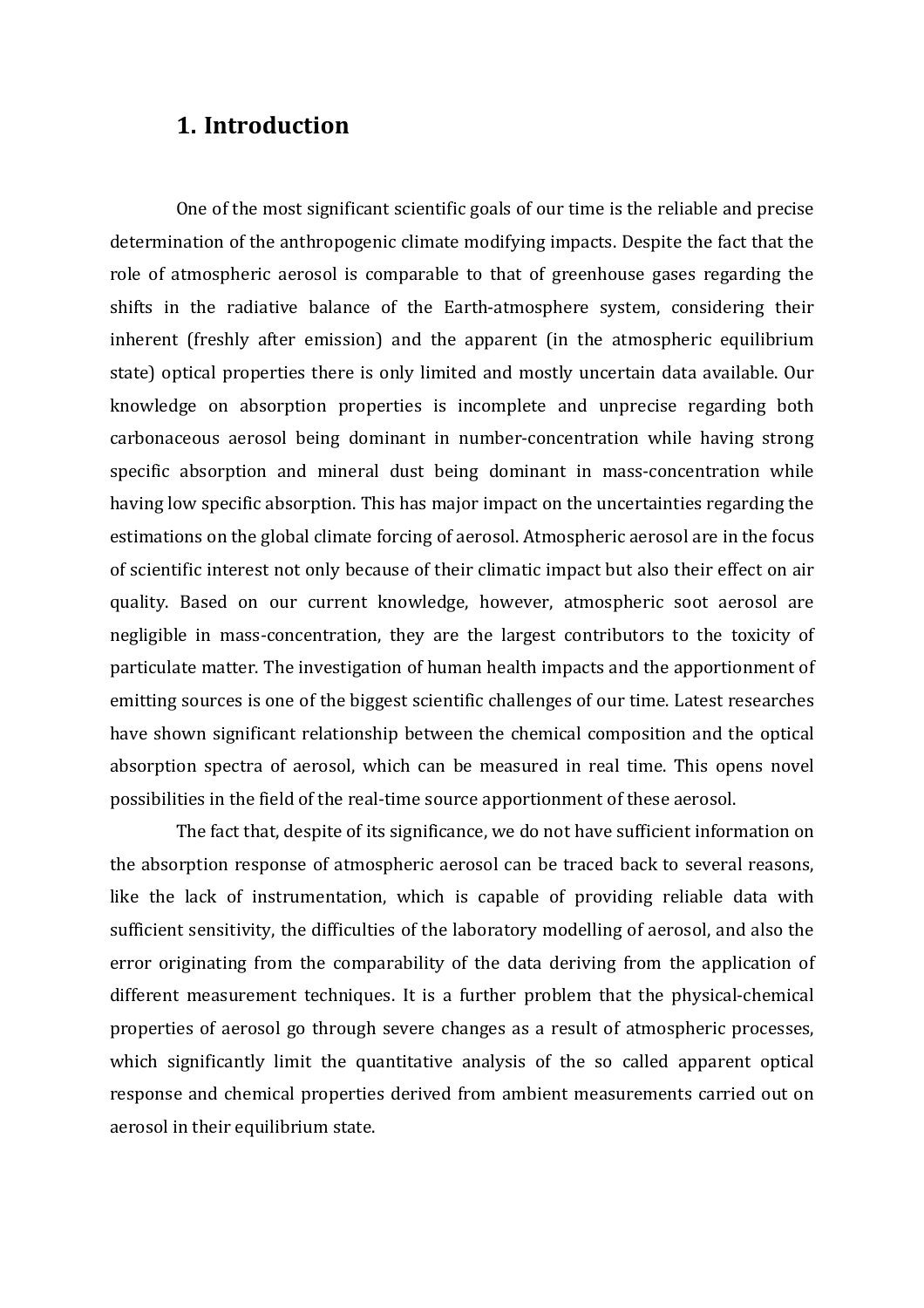# 1. Introduction

One of the most significant scientific goals of our time is the reliable and precise determination of the anthropogenic climate modifying impacts. Despite the fact that the role of atmospheric aerosol is comparable to that of greenhouse gases regarding the shifts in the radiative balance of the Earth-atmosphere system, considering their inherent (freshly after emission) and the apparent (in the atmospheric equilibrium state) optical properties there is only limited and mostly uncertain data available. Our knowledge on absorption properties is incomplete and unprecise regarding both carbonaceous aerosol being dominant in number-concentration while having strong specific absorption and mineral dust being dominant in mass-concentration while having low specific absorption. This has major impact on the uncertainties regarding the estimations on the global climate forcing of aerosol. Atmospheric aerosol are in the focus of scientific interest not only because of their climatic impact but also their effect on air quality. Based on our current knowledge, however, atmospheric soot aerosol are negligible in mass-concentration, they are the largest contributors to the toxicity of particulate matter. The investigation of human health impacts and the apportionment of emitting sources is one of the biggest scientific challenges of our time. Latest researches have shown significant relationship between the chemical composition and the optical absorption spectra of aerosol, which can be measured in real time. This opens novel possibilities in the field of the real-time source apportionment of these aerosol.

The fact that, despite of its significance, we do not have sufficient information on the absorption response of atmospheric aerosol can be traced back to several reasons, like the lack of instrumentation, which is capable of providing reliable data with sufficient sensitivity, the difficulties of the laboratory modelling of aerosol, and also the error originating from the comparability of the data deriving from the application of different measurement techniques. It is a further problem that the physical-chemical properties of aerosol go through severe changes as a result of atmospheric processes, which significantly limit the quantitative analysis of the so called apparent optical response and chemical properties derived from ambient measurements carried out on aerosol in their equilibrium state.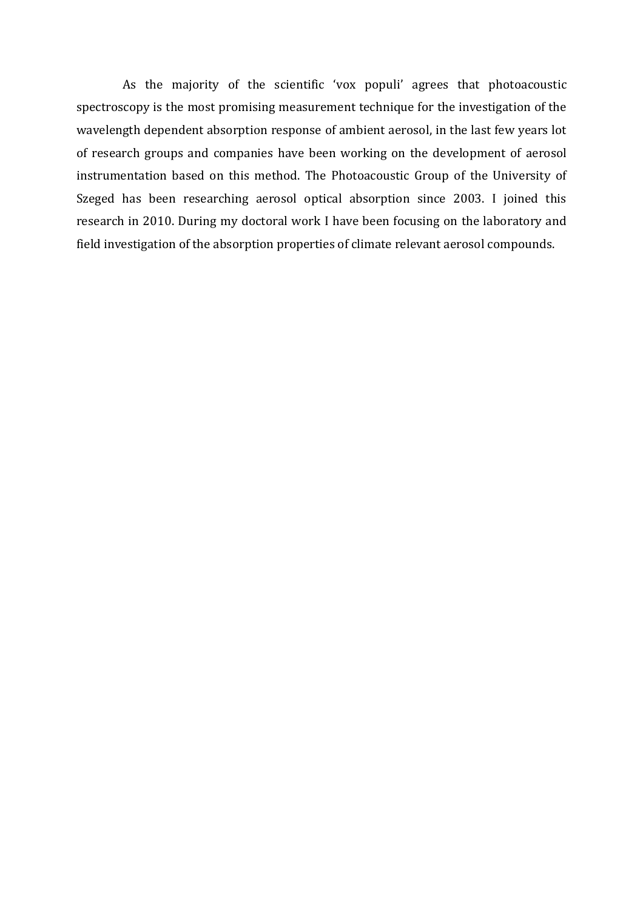As the majority of the scientific 'vox populi' agrees that photoacoustic spectroscopy is the most promising measurement technique for the investigation of the wavelength dependent absorption response of ambient aerosol, in the last few years lot of research groups and companies have been working on the development of aerosol instrumentation based on this method. The Photoacoustic Group of the University of Szeged has been researching aerosol optical absorption since 2003. I joined this research in 2010. During my doctoral work I have been focusing on the laboratory and field investigation of the absorption properties of climate relevant aerosol compounds.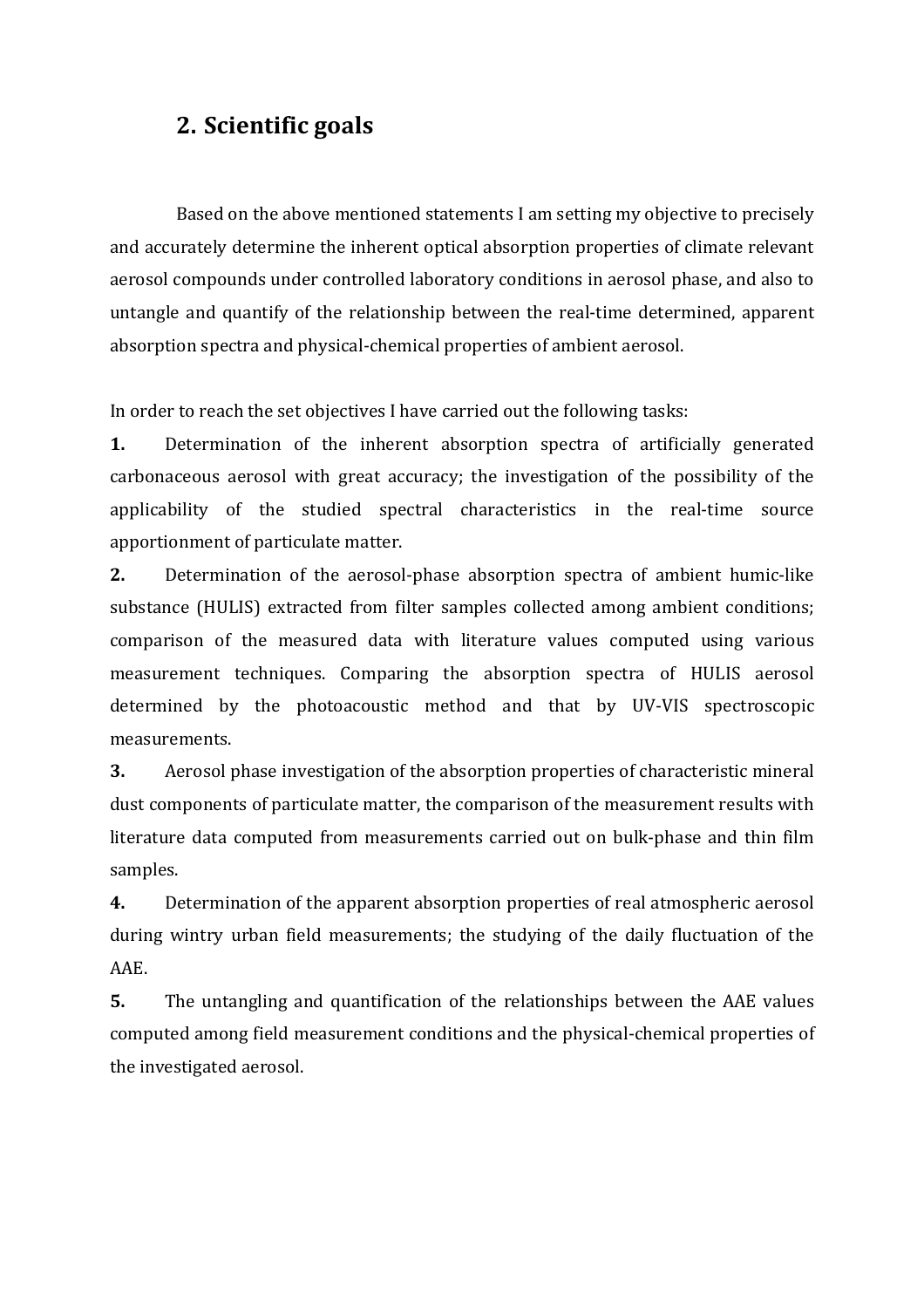## 2. Scientific goals

Based on the above mentioned statements I am setting my objective to precisely and accurately determine the inherent optical absorption properties of climate relevant aerosol compounds under controlled laboratory conditions in aerosol phase, and also to untangle and quantify of the relationship between the real-time determined, apparent absorption spectra and physical-chemical properties of ambient aerosol.

In order to reach the set objectives I have carried out the following tasks:

**1.** Determination of the inherent absorption spectra of artificially generated carbonaceous aerosol with great accuracy; the investigation of the possibility of the applicability of the studied spectral characteristics in the real-time source apportionment of particulate matter.

**2.** Determination of the aerosol-phase absorption spectra of ambient humic-like substance (HULIS) extracted from filter samples collected among ambient conditions; comparison of the measured data with literature values computed using various measurement techniques. Comparing the absorption spectra of HULIS aerosol determined by the photoacoustic method and that by UV-VIS spectroscopic measurements.

**3.** Aerosol phase investigation of the absorption properties of characteristic mineral dust components of particulate matter, the comparison of the measurement results with literature data computed from measurements carried out on bulk-phase and thin film samples.

**4.** Determination of the apparent absorption properties of real atmospheric aerosol during wintry urban field measurements; the studying of the daily fluctuation of the AAE.

**5.** The untangling and quantification of the relationships between the AAE values computed among field measurement conditions and the physical-chemical properties of the investigated aerosol.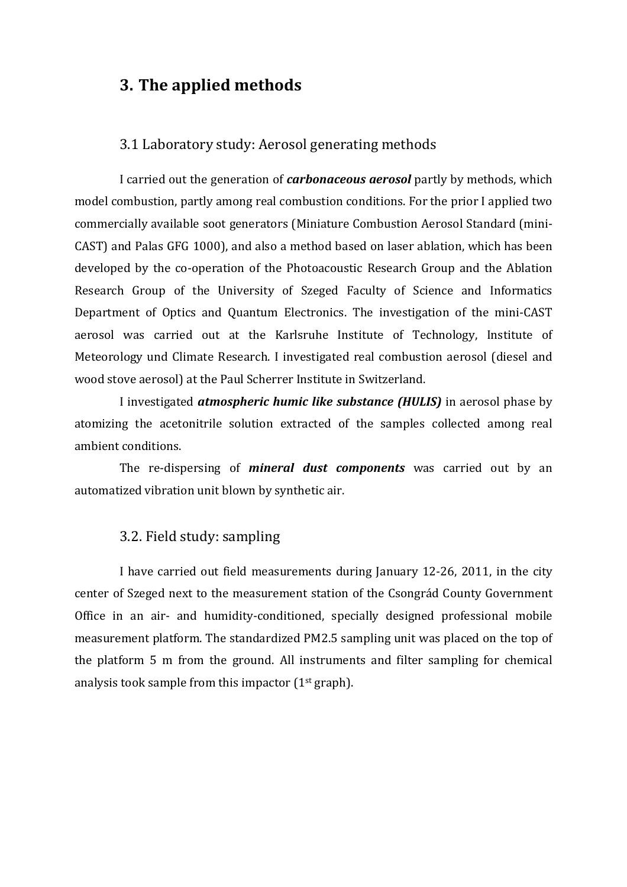# 3. The applied methods

## 3.1 Laboratory study: Aerosol generating methods

I carried out the generation of ***carbonaceous aerosol*** partly by methods, which model combustion, partly among real combustion conditions. For the prior I applied two commercially available soot generators (Miniature Combustion Aerosol Standard (mini-CAST) and Palas GFG 1000), and also a method based on laser ablation, which has been developed by the co-operation of the Photoacoustic Research Group and the Ablation Research Group of the University of Szeged Faculty of Science and Informatics Department of Optics and Quantum Electronics. The investigation of the mini-CAST aerosol was carried out at the Karlsruhe Institute of Technology, Institute of Meteorology und Climate Research. I investigated real combustion aerosol (diesel and wood stove aerosol) at the Paul Scherrer Institute in Switzerland.

I investigated ***atmospheric humic like substance (HULIS)*** in aerosol phase by atomizing the acetonitrile solution extracted of the samples collected among real ambient conditions.

The re-dispersing of ***mineral dust components*** was carried out by an automatized vibration unit blown by synthetic air.

## 3.2. Field study: sampling

I have carried out field measurements during January 12-26, 2011, in the city center of Szeged next to the measurement station of the Csongrád County Government Office in an air- and humidity-conditioned, specially designed professional mobile measurement platform. The standardized PM2.5 sampling unit was placed on the top of the platform 5 m from the ground. All instruments and filter sampling for chemical analysis took sample from this impactor (1st graph).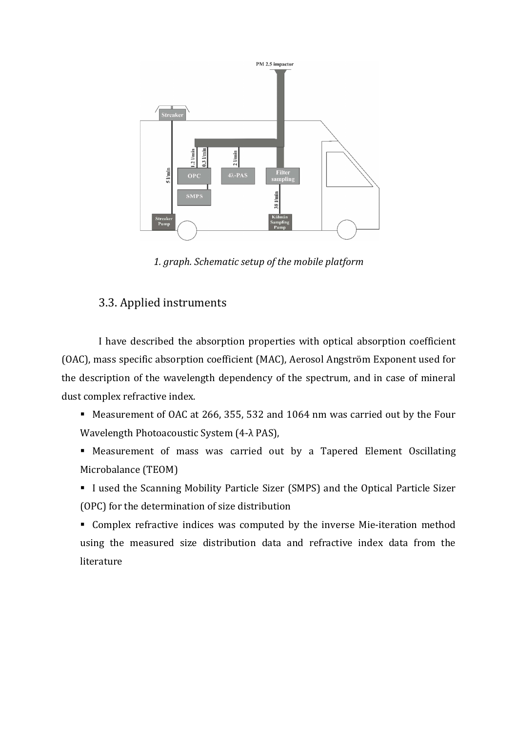*1. graph. Schematic setup of the mobile platform*

## 3.3. Applied instruments

I have described the absorption properties with optical absorption coefficient (OAC), mass specific absorption coefficient (MAC), Aerosol Angström Exponent used for the description of the wavelength dependency of the spectrum, and in case of mineral dust complex refractive index.

- Measurement of OAC at 266, 355, 532 and 1064 nm was carried out by the Four Wavelength Photoacoustic System (4-λ PAS),
- Measurement of mass was carried out by a Tapered Element Oscillating Microbalance (TEOM)
- I used the Scanning Mobility Particle Sizer (SMPS) and the Optical Particle Sizer (OPC) for the determination of size distribution
- Complex refractive indices was computed by the inverse Mie-iteration method using the measured size distribution data and refractive index data from the literature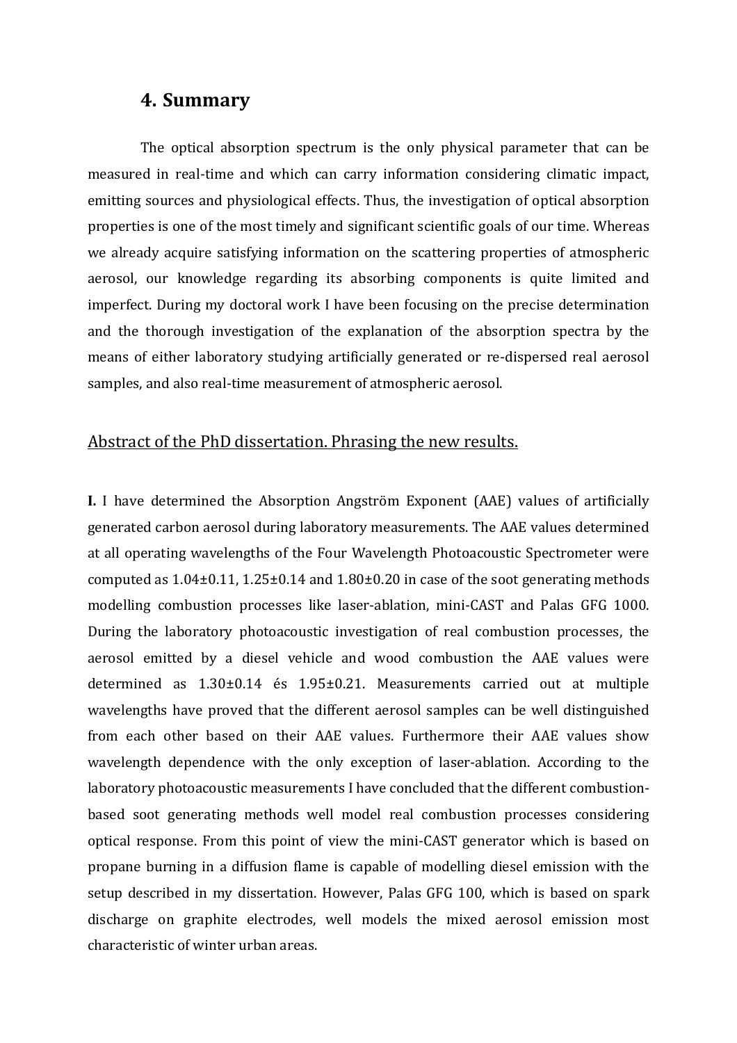## 4. Summary

The optical absorption spectrum is the only physical parameter that can be measured in real-time and which can carry information considering climatic impact, emitting sources and physiological effects. Thus, the investigation of optical absorption properties is one of the most timely and significant scientific goals of our time. Whereas we already acquire satisfying information on the scattering properties of atmospheric aerosol, our knowledge regarding its absorbing components is quite limited and imperfect. During my doctoral work I have been focusing on the precise determination and the thorough investigation of the explanation of the absorption spectra by the means of either laboratory studying artificially generated or re-dispersed real aerosol samples, and also real-time measurement of atmospheric aerosol.

<u>Abstract of the PhD dissertation. Phrasing the new results.</u>

**I.** I have determined the Absorption Angström Exponent (AAE) values of artificially generated carbon aerosol during laboratory measurements. The AAE values determined at all operating wavelengths of the Four Wavelength Photoacoustic Spectrometer were computed as 1.04±0.11, 1.25±0.14 and 1.80±0.20 in case of the soot generating methods modelling combustion processes like laser-ablation, mini-CAST and Palas GFG 1000. During the laboratory photoacoustic investigation of real combustion processes, the aerosol emitted by a diesel vehicle and wood combustion the AAE values were determined as 1.30±0.14 és 1.95±0.21. Measurements carried out at multiple wavelengths have proved that the different aerosol samples can be well distinguished from each other based on their AAE values. Furthermore their AAE values show wavelength dependence with the only exception of laser-ablation. According to the laboratory photoacoustic measurements I have concluded that the different combustion-based soot generating methods well model real combustion processes considering optical response. From this point of view the mini-CAST generator which is based on propane burning in a diffusion flame is capable of modelling diesel emission with the setup described in my dissertation. However, Palas GFG 100, which is based on spark discharge on graphite electrodes, well models the mixed aerosol emission most characteristic of winter urban areas.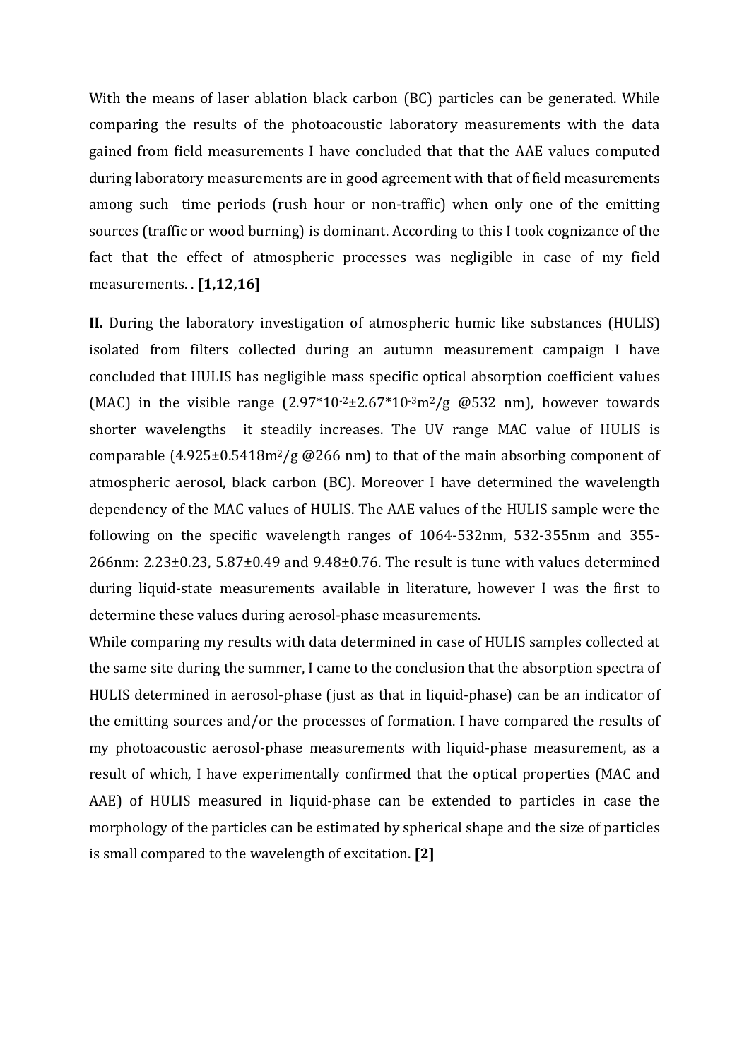With the means of laser ablation black carbon (BC) particles can be generated. While comparing the results of the photoacoustic laboratory measurements with the data gained from field measurements I have concluded that that the AAE values computed during laboratory measurements are in good agreement with that of field measurements among such time periods (rush hour or non-traffic) when only one of the emitting sources (traffic or wood burning) is dominant. According to this I took cognizance of the fact that the effect of atmospheric processes was negligible in case of my field measurements. . **[1,12,16]**

**II.** During the laboratory investigation of atmospheric humic like substances (HULIS) isolated from filters collected during an autumn measurement campaign I have concluded that HULIS has negligible mass specific optical absorption coefficient values (MAC) in the visible range ($2.97*10^{-2}\pm2.67*10^{-3} m^2/g$ @532 nm), however towards shorter wavelengths it steadily increases. The UV range MAC value of HULIS is comparable ($4.925\pm0.5418 m^2/g$ @266 nm) to that of the main absorbing component of atmospheric aerosol, black carbon (BC). Moreover I have determined the wavelength dependency of the MAC values of HULIS. The AAE values of the HULIS sample were the following on the specific wavelength ranges of 1064-532nm, 532-355nm and 355-266nm: $2.23\pm0.23$, $5.87\pm0.49$ and $9.48\pm0.76$. The result is tune with values determined during liquid-state measurements available in literature, however I was the first to determine these values during aerosol-phase measurements.

While comparing my results with data determined in case of HULIS samples collected at the same site during the summer, I came to the conclusion that the absorption spectra of HULIS determined in aerosol-phase (just as that in liquid-phase) can be an indicator of the emitting sources and/or the processes of formation. I have compared the results of my photoacoustic aerosol-phase measurements with liquid-phase measurement, as a result of which, I have experimentally confirmed that the optical properties (MAC and AAE) of HULIS measured in liquid-phase can be extended to particles in case the morphology of the particles can be estimated by spherical shape and the size of particles is small compared to the wavelength of excitation. **[2]**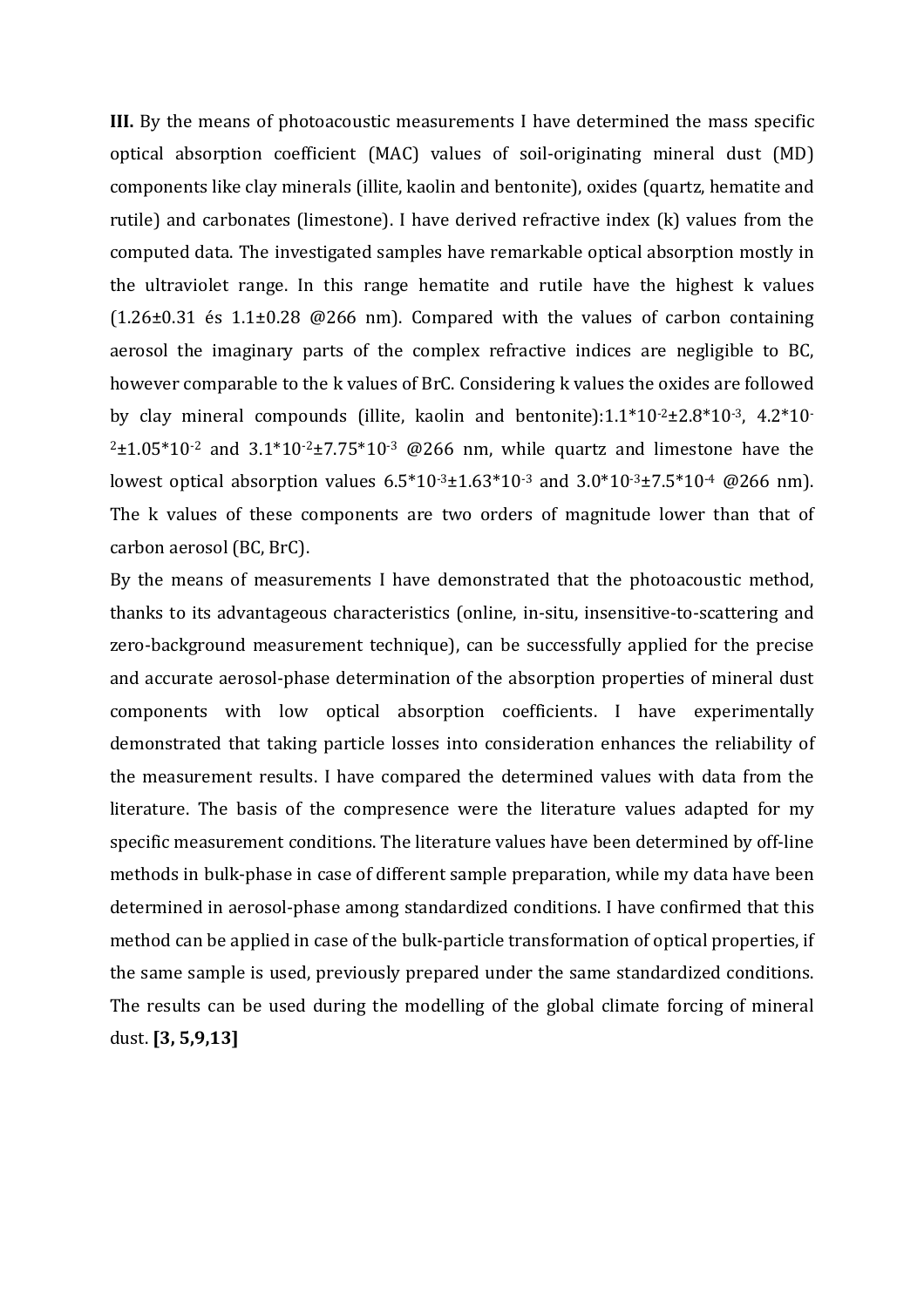**III.** By the means of photoacoustic measurements I have determined the mass specific optical absorption coefficient (MAC) values of soil-originating mineral dust (MD) components like clay minerals (illite, kaolin and bentonite), oxides (quartz, hematite and rutile) and carbonates (limestone). I have derived refractive index (k) values from the computed data. The investigated samples have remarkable optical absorption mostly in the ultraviolet range. In this range hematite and rutile have the highest k values (1.26±0.31 és 1.1±0.28 @266 nm). Compared with the values of carbon containing aerosol the imaginary parts of the complex refractive indices are negligible to BC, however comparable to the k values of BrC. Considering k values the oxides are followed by clay mineral compounds (illite, kaolin and bentonite):$1.1*10^{-2}±2.8*10^{-3}$, $4.2*10^{-2}±1.05*10^{-2}$ and $3.1*10^{-2}±7.75*10^{-3}$ @266 nm, while quartz and limestone have the lowest optical absorption values $6.5*10^{-3}±1.63*10^{-3}$ and $3.0*10^{-3}±7.5*10^{-4}$ @266 nm). The k values of these components are two orders of magnitude lower than that of carbon aerosol (BC, BrC).

By the means of measurements I have demonstrated that the photoacoustic method, thanks to its advantageous characteristics (online, in-situ, insensitive-to-scattering and zero-background measurement technique), can be successfully applied for the precise and accurate aerosol-phase determination of the absorption properties of mineral dust components with low optical absorption coefficients. I have experimentally demonstrated that taking particle losses into consideration enhances the reliability of the measurement results. I have compared the determined values with data from the literature. The basis of the compresence were the literature values adapted for my specific measurement conditions. The literature values have been determined by off-line methods in bulk-phase in case of different sample preparation, while my data have been determined in aerosol-phase among standardized conditions. I have confirmed that this method can be applied in case of the bulk-particle transformation of optical properties, if the same sample is used, previously prepared under the same standardized conditions. The results can be used during the modelling of the global climate forcing of mineral dust. **[3, 5,9,13]**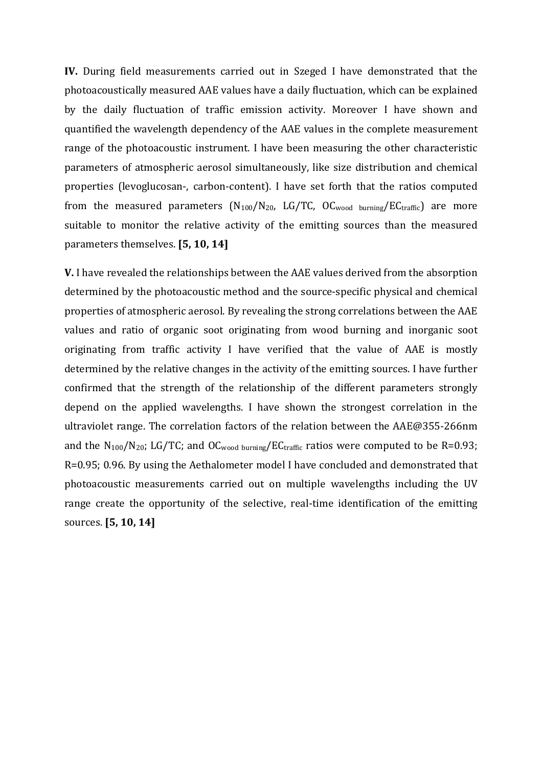**IV.** During field measurements carried out in Szeged I have demonstrated that the photoacoustically measured AAE values have a daily fluctuation, which can be explained by the daily fluctuation of traffic emission activity. Moreover I have shown and quantified the wavelength dependency of the AAE values in the complete measurement range of the photoacoustic instrument. I have been measuring the other characteristic parameters of atmospheric aerosol simultaneously, like size distribution and chemical properties (levoglucosan-, carbon-content). I have set forth that the ratios computed from the measured parameters ($N_{100}/N_{20}$, LG/TC, $OC_{wood\ burning}/EC_{traffic}$) are more suitable to monitor the relative activity of the emitting sources than the measured parameters themselves. **[5, 10, 14]**

**V.** I have revealed the relationships between the AAE values derived from the absorption determined by the photoacoustic method and the source-specific physical and chemical properties of atmospheric aerosol. By revealing the strong correlations between the AAE values and ratio of organic soot originating from wood burning and inorganic soot originating from traffic activity I have verified that the value of AAE is mostly determined by the relative changes in the activity of the emitting sources. I have further confirmed that the strength of the relationship of the different parameters strongly depend on the applied wavelengths. I have shown the strongest correlation in the ultraviolet range. The correlation factors of the relation between the AAE@355-266nm and the $N_{100}/N_{20}$; LG/TC; and $OC_{wood\ burning}/EC_{traffic}$ ratios were computed to be R=0.93; R=0.95; 0.96. By using the Aethalometer model I have concluded and demonstrated that photoacoustic measurements carried out on multiple wavelengths including the UV range create the opportunity of the selective, real-time identification of the emitting sources. **[5, 10, 14]**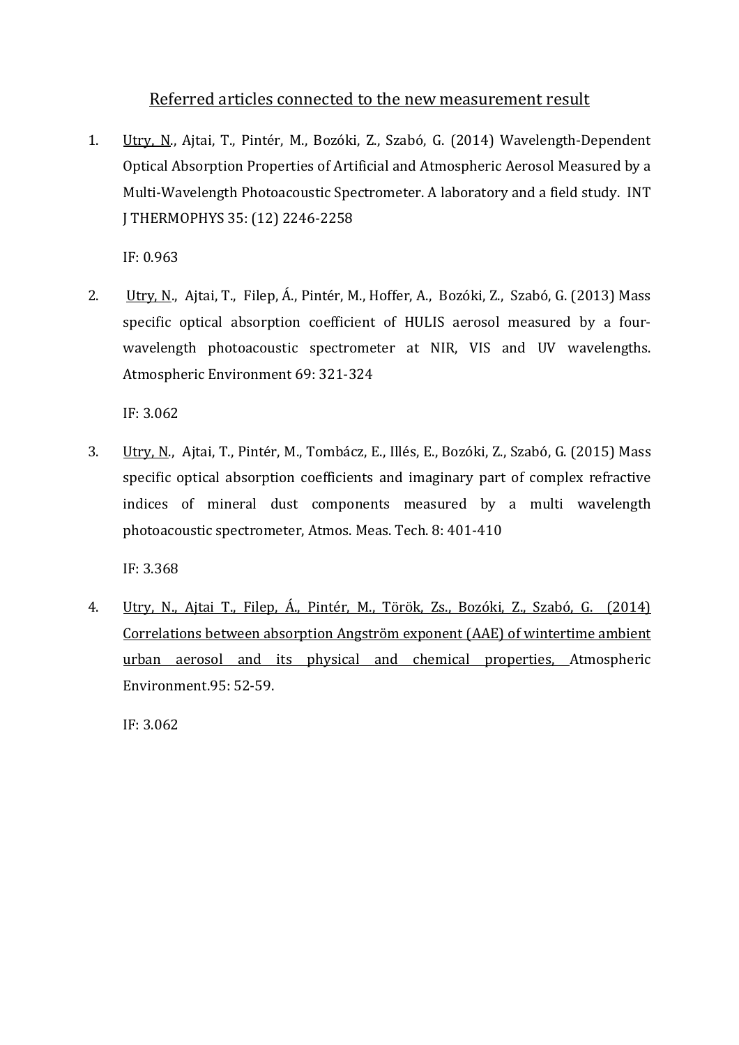## Referred articles connected to the new measurement result

1. Utry, N., Ajtai, T., Pintér, M., Bozóki, Z., Szabó, G. (2014) Wavelength-Dependent Optical Absorption Properties of Artificial and Atmospheric Aerosol Measured by a Multi-Wavelength Photoacoustic Spectrometer. A laboratory and a field study. INT J THERMOPHYS 35: (12) 2246-2258

   IF: 0.963

2. Utry, N., Ajtai, T., Filep, Á., Pintér, M., Hoffer, A., Bozóki, Z., Szabó, G. (2013) Mass specific optical absorption coefficient of HULIS aerosol measured by a four-wavelength photoacoustic spectrometer at NIR, VIS and UV wavelengths. Atmospheric Environment 69: 321-324

   IF: 3.062

3. Utry, N., Ajtai, T., Pintér, M., Tombácz, E., Illés, E., Bozóki, Z., Szabó, G. (2015) Mass specific optical absorption coefficients and imaginary part of complex refractive indices of mineral dust components measured by a multi wavelength photoacoustic spectrometer, Atmos. Meas. Tech. 8: 401-410

   IF: 3.368

4. Utry, N., Ajtai T., Filep, Á., Pintér, M., Török, Zs., Bozóki, Z., Szabó, G. (2014) Correlations between absorption Angström exponent (AAE) of wintertime ambient urban aerosol and its physical and chemical properties, Atmospheric Environment.95: 52-59.

   IF: 3.062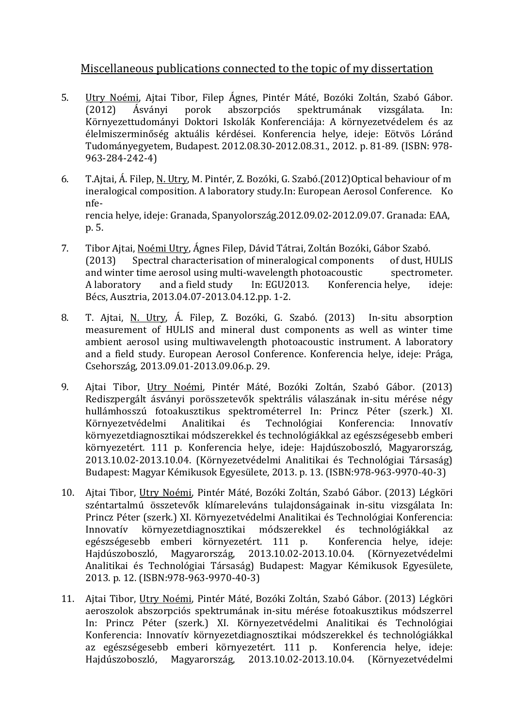## Miscellaneous publications connected to the topic of my dissertation

5. Utry Noémi, Ajtai Tibor, Filep Ágnes, Pintér Máté, Bozóki Zoltán, Szabó Gábor. (2012) Ásványi porok abszorpciós spektrumának vizsgálata. In: Környezettudományi Doktori Iskolák Konferenciája: A környezetvédelem és az élelmiszerminőség aktuális kérdései. Konferencia helye, ideje: Eötvös Lóránd Tudományegyetem, Budapest. 2012.08.30-2012.08.31., 2012. p. 81-89. (ISBN: 978-963-284-242-4)

6. T.Ajtai, Á. Filep, N. Utry, M. Pintér, Z. Bozóki, G. Szabó.(2012)Optical behaviour of m ineralogical composition. A laboratory study.In: European Aerosol Conference. Ko nfe- rencia helye, ideje: Granada, Spanyolország.2012.09.02-2012.09.07. Granada: EAA, p. 5.

7. Tibor Ajtai, Noémi Utry, Ágnes Filep, Dávid Tátrai, Zoltán Bozóki, Gábor Szabó. (2013) Spectral characterisation of mineralogical components of dust, HULIS and winter time aerosol using multi-wavelength photoacoustic spectrometer. A laboratory and a field study In: EGU2013. Konferencia helye, ideje: Bécs, Ausztria, 2013.04.07-2013.04.12.pp. 1-2.

8. T. Ajtai, N. Utry, Á. Filep, Z. Bozóki, G. Szabó. (2013) In-situ absorption measurement of HULIS and mineral dust components as well as winter time ambient aerosol using multiwavelength photoacoustic instrument. A laboratory and a field study. European Aerosol Conference. Konferencia helye, ideje: Prága, Csehország, 2013.09.01-2013.09.06.p. 29.

9. Ajtai Tibor, Utry Noémi, Pintér Máté, Bozóki Zoltán, Szabó Gábor. (2013) Rediszpergált ásványi porösszetevők spektrális válaszának in-situ mérése négy hullámhosszú fotoakusztikus spektrométerrel In: Princz Péter (szerk.) XI. Környezetvédelmi Analitikai és Technológiai Konferencia: Innovatív környezetdiagnosztikai módszerekkel és technológiákkal az egészségesebb emberi környezetért. 111 p. Konferencia helye, ideje: Hajdúszoboszló, Magyarország, 2013.10.02-2013.10.04. (Környezetvédelmi Analitikai és Technológiai Társaság) Budapest: Magyar Kémikusok Egyesülete, 2013. p. 13. (ISBN:978-963-9970-40-3)

10. Ajtai Tibor, Utry Noémi, Pintér Máté, Bozóki Zoltán, Szabó Gábor. (2013) Légköri széntartalmú összetevők klímareleváns tulajdonságainak in-situ vizsgálata In: Princz Péter (szerk.) XI. Környezetvédelmi Analitikai és Technológiai Konferencia: Innovatív környezetdiagnosztikai módszerekkel és technológiákkal az egészségesebb emberi környezetért. 111 p. Konferencia helye, ideje: Hajdúszoboszló, Magyarország, 2013.10.02-2013.10.04. (Környezetvédelmi Analitikai és Technológiai Társaság) Budapest: Magyar Kémikusok Egyesülete, 2013. p. 12. (ISBN:978-963-9970-40-3)

11. Ajtai Tibor, Utry Noémi, Pintér Máté, Bozóki Zoltán, Szabó Gábor. (2013) Légköri aeroszolok abszorpciós spektrumának in-situ mérése fotoakusztikus módszerrel In: Princz Péter (szerk.) XI. Környezetvédelmi Analitikai és Technológiai Konferencia: Innovatív környezetdiagnosztikai módszerekkel és technológiákkal az egészségesebb emberi környezetért. 111 p. Konferencia helye, ideje: Hajdúszoboszló, Magyarország, 2013.10.02-2013.10.04. (Környezetvédelmi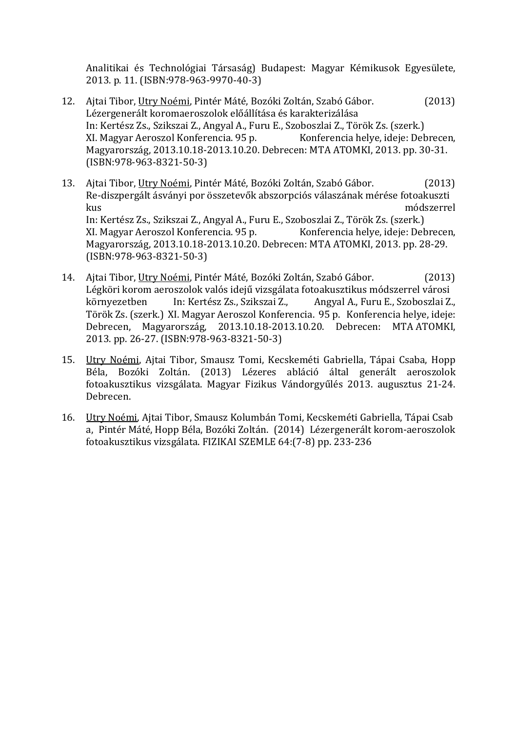Analitikai és Technológiai Társaság) Budapest: Magyar Kémikusok Egyesülete, 2013. p. 11. (ISBN:978-963-9970-40-3)

12. Ajtai Tibor, <u>Utry Noémi</u>, Pintér Máté, Bozóki Zoltán, Szabó Gábor. (2013) Lézergenerált koromaeroszolok előállítása és karakterizálása In: Kertész Zs., Szikszai Z., Angyal A., Furu E., Szoboszlai Z., Török Zs. (szerk.) XI. Magyar Aeroszol Konferencia. 95 p. Konferencia helye, ideje: Debrecen, Magyarország, 2013.10.18-2013.10.20. Debrecen: MTA ATOMKI, 2013. pp. 30-31. (ISBN:978-963-8321-50-3)

13. Ajtai Tibor, <u>Utry Noémi</u>, Pintér Máté, Bozóki Zoltán, Szabó Gábor. (2013) Re-diszpergált ásványi por összetevők abszorpciós válaszának mérése fotoakusztikus módszerrel In: Kertész Zs., Szikszai Z., Angyal A., Furu E., Szoboszlai Z., Török Zs. (szerk.) XI. Magyar Aeroszol Konferencia. 95 p. Konferencia helye, ideje: Debrecen, Magyarország, 2013.10.18-2013.10.20. Debrecen: MTA ATOMKI, 2013. pp. 28-29. (ISBN:978-963-8321-50-3)

14. Ajtai Tibor, <u>Utry Noémi</u>, Pintér Máté, Bozóki Zoltán, Szabó Gábor. (2013) Légköri korom aeroszolok valós idejű vizsgálata fotoakusztikus módszerrel városi környezetben In: Kertész Zs., Szikszai Z., Angyal A., Furu E., Szoboszlai Z., Török Zs. (szerk.) XI. Magyar Aeroszol Konferencia. 95 p. Konferencia helye, ideje: Debrecen, Magyarország, 2013.10.18-2013.10.20. Debrecen: MTA ATOMKI, 2013. pp. 26-27. (ISBN:978-963-8321-50-3)

15. <u>Utry Noémi</u>, Ajtai Tibor, Smausz Tomi, Kecskeméti Gabriella, Tápai Csaba, Hopp Béla, Bozóki Zoltán. (2013) Lézeres abláció által generált aeroszolok fotoakusztikus vizsgálata. Magyar Fizikus Vándorgyűlés 2013. augusztus 21-24. Debrecen.

16. <u>Utry Noémi</u>, Ajtai Tibor, Smausz Kolumbán Tomi, Kecskeméti Gabriella, Tápai Csaba, Pintér Máté, Hopp Béla, Bozóki Zoltán. (2014) Lézergenerált korom-aeroszolok fotoakusztikus vizsgálata. FIZIKAI SZEMLE 64:(7-8) pp. 233-236